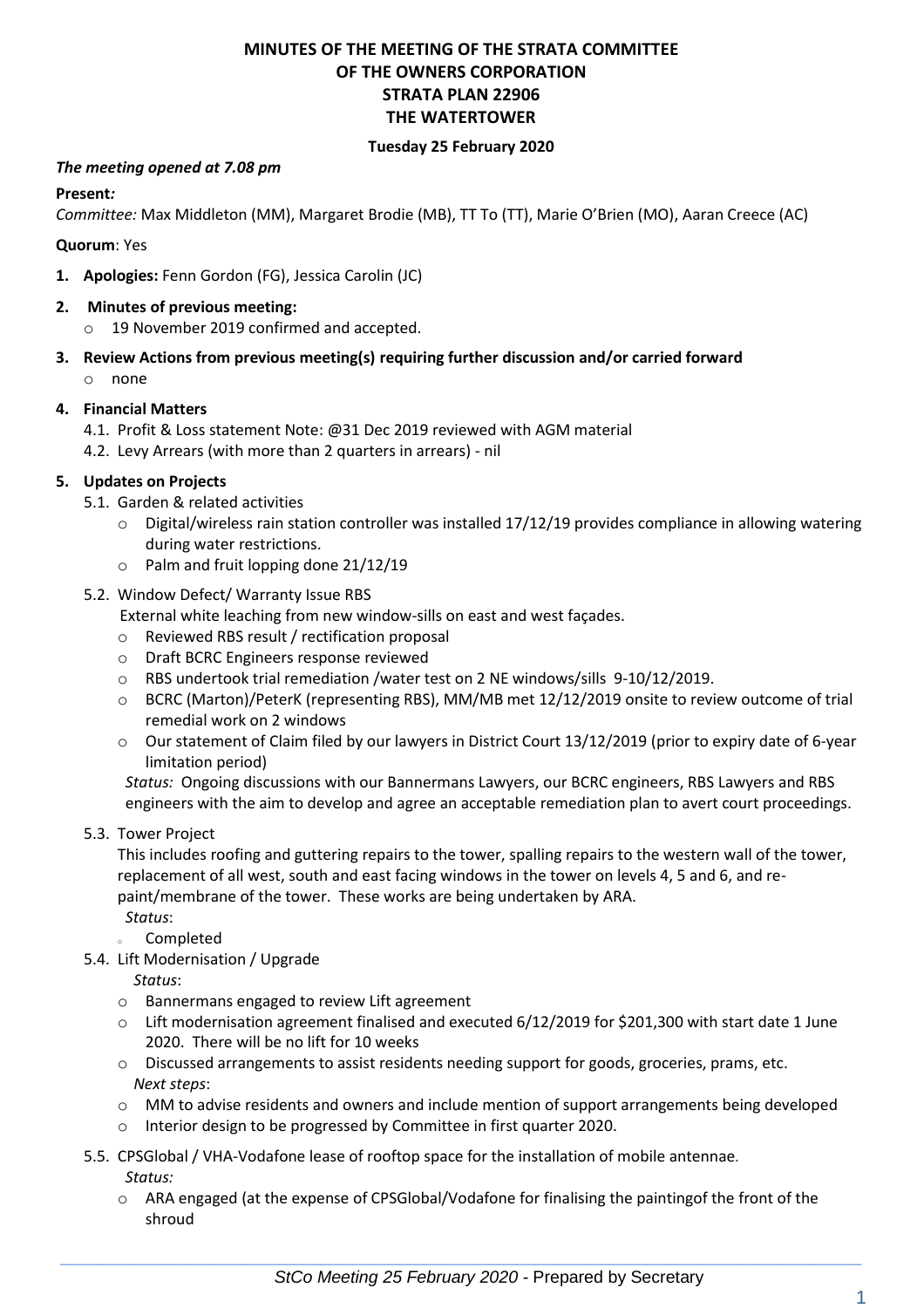# MINUTES OF THE MEETING OF THE STRATA COMMITTEE OF THE OWNERS CORPORATION STRATA PLAN 22906 THE WATERTOWER

**Tuesday 25 February 2020**

***The meeting opened at 7.08 pm***

**Present*:***

*Committee:* Max Middleton (MM), Margaret Brodie (MB), TT To (TT), Marie O'Brien (MO), Aaran Creece (AC)

**Quorum**: Yes

1. **Apologies:** Fenn Gordon (FG), Jessica Carolin (JC)

2. **Minutes of previous meeting:**
   - 19 November 2019 confirmed and accepted.

3. **Review Actions from previous meeting(s) requiring further discussion and/or carried forward**
   - none

4. **Financial Matters**
   - 4.1. Profit & Loss statement Note: @31 Dec 2019 reviewed with AGM material
   - 4.2. Levy Arrears (with more than 2 quarters in arrears) - nil

5. **Updates on Projects**
   - 5.1. Garden & related activities
     - Digital/wireless rain station controller was installed 17/12/19 provides compliance in allowing watering during water restrictions.
     - Palm and fruit lopping done 21/12/19
   - 5.2. Window Defect/ Warranty Issue RBS

     External white leaching from new window-sills on east and west façades.
     - Reviewed RBS result / rectification proposal
     - Draft BCRC Engineers response reviewed
     - RBS undertook trial remediation /water test on 2 NE windows/sills 9-10/12/2019.
     - BCRC (Marton)/PeterK (representing RBS), MM/MB met 12/12/2019 onsite to review outcome of trial remedial work on 2 windows
     - Our statement of Claim filed by our lawyers in District Court 13/12/2019 (prior to expiry date of 6-year limitation period)

     *Status:* Ongoing discussions with our Bannermans Lawyers, our BCRC engineers, RBS Lawyers and RBS engineers with the aim to develop and agree an acceptable remediation plan to avert court proceedings.
   - 5.3. Tower Project

     This includes roofing and guttering repairs to the tower, spalling repairs to the western wall of the tower, replacement of all west, south and east facing windows in the tower on levels 4, 5 and 6, and re-paint/membrane of the tower. These works are being undertaken by ARA.

     *Status*:
     - Completed
   - 5.4. Lift Modernisation / Upgrade

     *Status*:
     - Bannermans engaged to review Lift agreement
     - Lift modernisation agreement finalised and executed 6/12/2019 for $201,300 with start date 1 June 2020. There will be no lift for 10 weeks
     - Discussed arrangements to assist residents needing support for goods, groceries, prams, etc.

     *Next steps*:
     - MM to advise residents and owners and include mention of support arrangements being developed
     - Interior design to be progressed by Committee in first quarter 2020.
   - 5.5. CPSGlobal / VHA-Vodafone lease of rooftop space for the installation of mobile antennae*.*

     *Status:*
     - ARA engaged (at the expense of CPSGlobal/Vodafone for finalising the paintingof the front of the shroud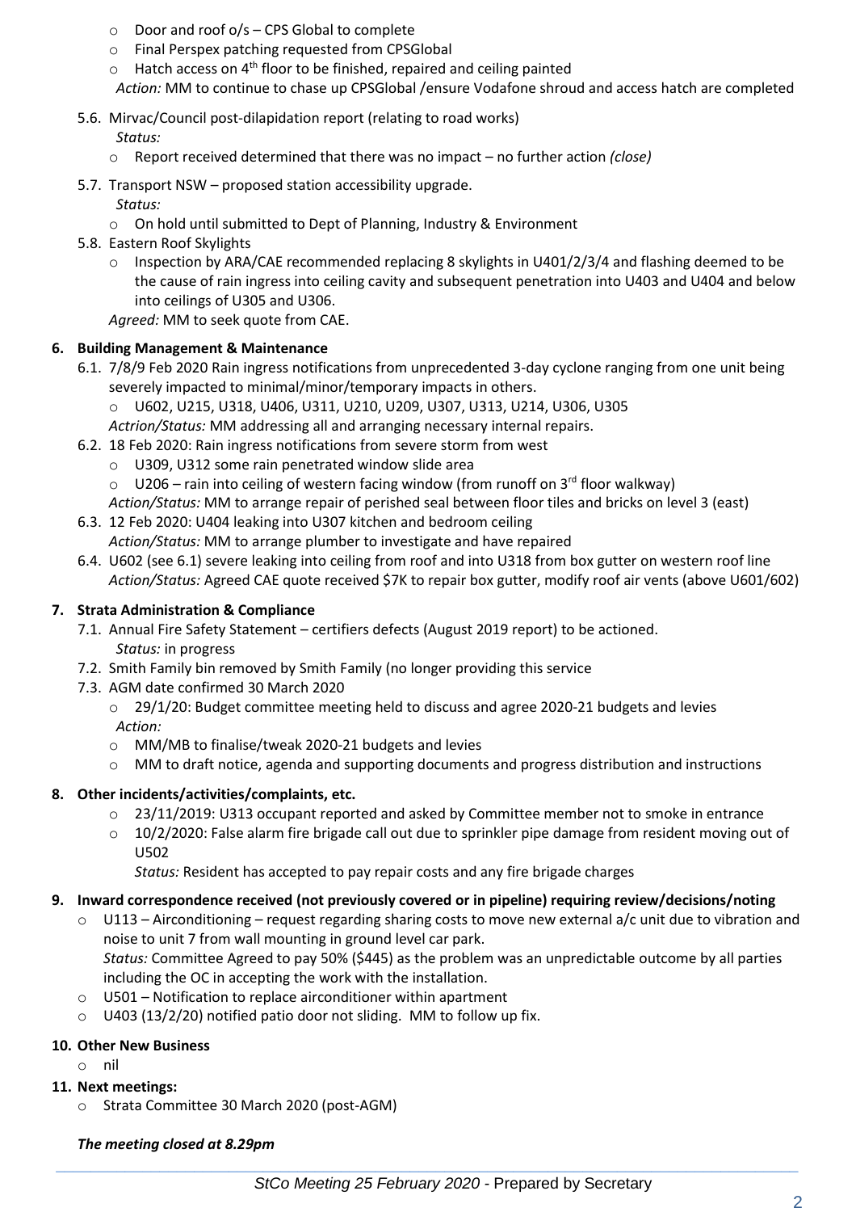- Door and roof o/s – CPS Global to complete
- Final Perspex patching requested from CPSGlobal
- Hatch access on 4th floor to be finished, repaired and ceiling painted

*Action:* MM to continue to chase up CPSGlobal /ensure Vodafone shroud and access hatch are completed

5.6. Mirvac/Council post-dilapidation report (relating to road works)

*Status:*

- Report received determined that there was no impact – no further action *(close)*

5.7. Transport NSW – proposed station accessibility upgrade.

*Status:*

- On hold until submitted to Dept of Planning, Industry & Environment

5.8. Eastern Roof Skylights

- Inspection by ARA/CAE recommended replacing 8 skylights in U401/2/3/4 and flashing deemed to be the cause of rain ingress into ceiling cavity and subsequent penetration into U403 and U404 and below into ceilings of U305 and U306.

*Agreed:* MM to seek quote from CAE.

**6. Building Management & Maintenance**

6.1. 7/8/9 Feb 2020 Rain ingress notifications from unprecedented 3-day cyclone ranging from one unit being severely impacted to minimal/minor/temporary impacts in others.

- U602, U215, U318, U406, U311, U210, U209, U307, U313, U214, U306, U305

*Actrion/Status:* MM addressing all and arranging necessary internal repairs.

6.2. 18 Feb 2020: Rain ingress notifications from severe storm from west

- U309, U312 some rain penetrated window slide area
- U206 – rain into ceiling of western facing window (from runoff on 3rd floor walkway)

*Action/Status:* MM to arrange repair of perished seal between floor tiles and bricks on level 3 (east)

6.3. 12 Feb 2020: U404 leaking into U307 kitchen and bedroom ceiling

*Action/Status:* MM to arrange plumber to investigate and have repaired

6.4. U602 (see 6.1) severe leaking into ceiling from roof and into U318 from box gutter on western roof line

*Action/Status:* Agreed CAE quote received $7K to repair box gutter, modify roof air vents (above U601/602)

**7. Strata Administration & Compliance**

7.1. Annual Fire Safety Statement – certifiers defects (August 2019 report) to be actioned.

*Status:* in progress

7.2. Smith Family bin removed by Smith Family (no longer providing this service

7.3. AGM date confirmed 30 March 2020

- 29/1/20: Budget committee meeting held to discuss and agree 2020-21 budgets and levies

*Action:*

- MM/MB to finalise/tweak 2020-21 budgets and levies
- MM to draft notice, agenda and supporting documents and progress distribution and instructions

**8. Other incidents/activities/complaints, etc.**

- 23/11/2019: U313 occupant reported and asked by Committee member not to smoke in entrance
- 10/2/2020: False alarm fire brigade call out due to sprinkler pipe damage from resident moving out of U502

  *Status:* Resident has accepted to pay repair costs and any fire brigade charges

**9. Inward correspondence received (not previously covered or in pipeline) requiring review/decisions/noting**

- U113 – Airconditioning – request regarding sharing costs to move new external a/c unit due to vibration and noise to unit 7 from wall mounting in ground level car park.

  *Status:* Committee Agreed to pay 50% ($445) as the problem was an unpredictable outcome by all parties including the OC in accepting the work with the installation.
- U501 – Notification to replace airconditioner within apartment
- U403 (13/2/20) notified patio door not sliding. MM to follow up fix.

**10. Other New Business**

- nil

**11. Next meetings:**

- Strata Committee 30 March 2020 (post-AGM)

***The meeting closed at 8.29pm***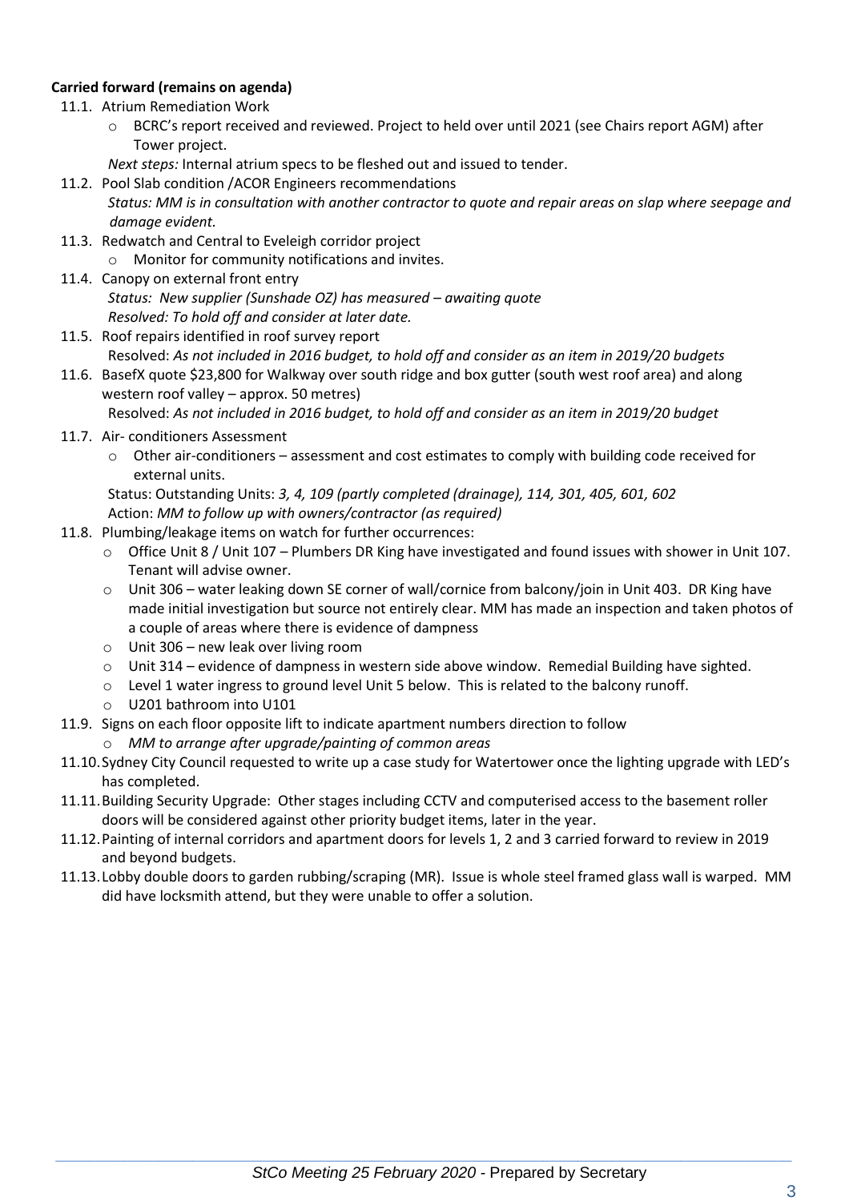**Carried forward (remains on agenda)**

11.1. Atrium Remediation Work
- BCRC's report received and reviewed. Project to held over until 2021 (see Chairs report AGM) after Tower project.

  *Next steps:* Internal atrium specs to be fleshed out and issued to tender.

11.2. Pool Slab condition /ACOR Engineers recommendations

  *Status: MM is in consultation with another contractor to quote and repair areas on slap where seepage and damage evident.*

11.3. Redwatch and Central to Eveleigh corridor project
- Monitor for community notifications and invites.

11.4. Canopy on external front entry

  *Status: New supplier (Sunshade OZ) has measured – awaiting quote*
  *Resolved: To hold off and consider at later date.*

11.5. Roof repairs identified in roof survey report

  Resolved: *As not included in 2016 budget, to hold off and consider as an item in 2019/20 budgets*

11.6. BasefX quote $23,800 for Walkway over south ridge and box gutter (south west roof area) and along western roof valley – approx. 50 metres)

  Resolved: *As not included in 2016 budget, to hold off and consider as an item in 2019/20 budget*

11.7. Air- conditioners Assessment
- Other air-conditioners – assessment and cost estimates to comply with building code received for external units.

  Status: Outstanding Units: *3, 4, 109 (partly completed (drainage), 114, 301, 405, 601, 602*
  Action: *MM to follow up with owners/contractor (as required)*

11.8. Plumbing/leakage items on watch for further occurrences:
- Office Unit 8 / Unit 107 – Plumbers DR King have investigated and found issues with shower in Unit 107. Tenant will advise owner.
- Unit 306 – water leaking down SE corner of wall/cornice from balcony/join in Unit 403. DR King have made initial investigation but source not entirely clear. MM has made an inspection and taken photos of a couple of areas where there is evidence of dampness
- Unit 306 – new leak over living room
- Unit 314 – evidence of dampness in western side above window. Remedial Building have sighted.
- Level 1 water ingress to ground level Unit 5 below. This is related to the balcony runoff.
- U201 bathroom into U101

11.9. Signs on each floor opposite lift to indicate apartment numbers direction to follow
- *MM to arrange after upgrade/painting of common areas*

11.10. Sydney City Council requested to write up a case study for Watertower once the lighting upgrade with LED's has completed.

11.11. Building Security Upgrade: Other stages including CCTV and computerised access to the basement roller doors will be considered against other priority budget items, later in the year.

11.12. Painting of internal corridors and apartment doors for levels 1, 2 and 3 carried forward to review in 2019 and beyond budgets.

11.13. Lobby double doors to garden rubbing/scraping (MR). Issue is whole steel framed glass wall is warped. MM did have locksmith attend, but they were unable to offer a solution.